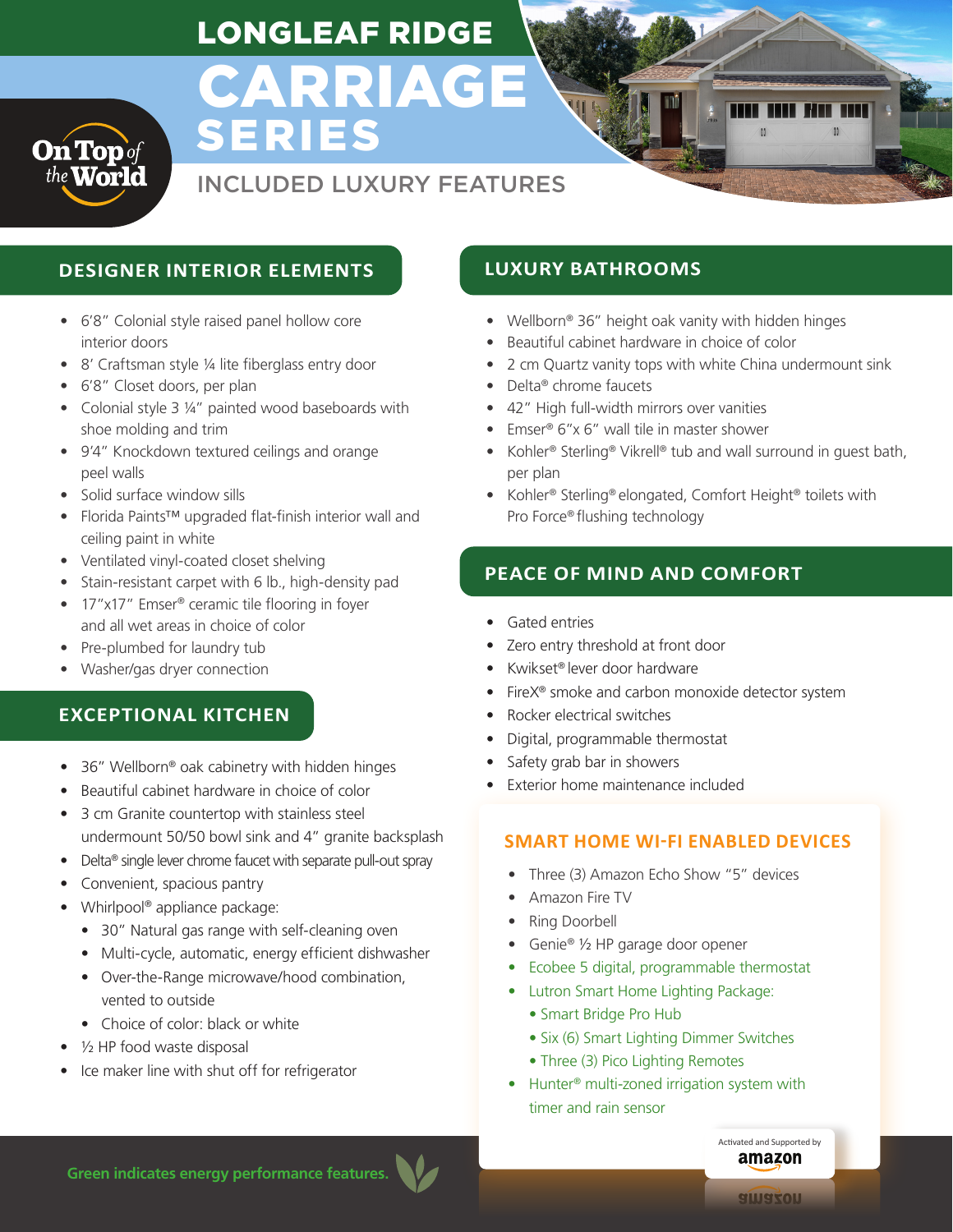# LONGLEAF RIDGE CARRIAGE SERIES

## INCLUDED LUXURY FEATURES

On Top of the World

### DESIGNER INTERIOR ELEMENTS

- 6'8" Colonial style raised panel hollow core interior doors
- 8' Craftsman style ¼ lite fiberglass entry door
- 6'8" Closet doors, per plan
- Colonial style 3 ¼" painted wood baseboards with shoe molding and trim
- 9'4" Knockdown textured ceilings and orange peel walls
- Solid surface window sills
- Florida Paints™ upgraded flat-finish interior wall and ceiling paint in white
- Ventilated vinyl-coated closet shelving
- Stain-resistant carpet with 6 lb., high-density pad
- 17"x17" Emser® ceramic tile flooring in foyer and all wet areas in choice of color
- Pre-plumbed for laundry tub
- Washer/gas dryer connection

### EXCEPTIONAL KITCHEN

- 36" Wellborn® oak cabinetry with hidden hinges
- Beautiful cabinet hardware in choice of color
- 3 cm Granite countertop with stainless steel undermount 50/50 bowl sink and 4" granite backsplash
- Delta® single lever chrome faucet with separate pull-out spray
- Convenient, spacious pantry
- Whirlpool® appliance package:
  - 30" Natural gas range with self-cleaning oven
  - Multi-cycle, automatic, energy efficient dishwasher
  - Over-the-Range microwave/hood combination, vented to outside
  - Choice of color: black or white
- ½ HP food waste disposal
- Ice maker line with shut off for refrigerator

### LUXURY BATHROOMS

- Wellborn® 36" height oak vanity with hidden hinges
- Beautiful cabinet hardware in choice of color
- 2 cm Quartz vanity tops with white China undermount sink
- Delta® chrome faucets
- 42" High full-width mirrors over vanities
- Emser® 6"x 6" wall tile in master shower
- Kohler® Sterling® Vikrell® tub and wall surround in guest bath, per plan
- Kohler® Sterling® elongated, Comfort Height® toilets with Pro Force® flushing technology

### PEACE OF MIND AND COMFORT

- Gated entries
- Zero entry threshold at front door
- Kwikset® lever door hardware
- FireX® smoke and carbon monoxide detector system
- Rocker electrical switches
- Digital, programmable thermostat
- Safety grab bar in showers
- Exterior home maintenance included

### SMART HOME WI-FI ENABLED DEVICES

- Three (3) Amazon Echo Show "5" devices
- Amazon Fire TV
- Ring Doorbell
- Genie® ½ HP garage door opener
- Ecobee 5 digital, programmable thermostat
- Lutron Smart Home Lighting Package:
  - Smart Bridge Pro Hub
  - Six (6) Smart Lighting Dimmer Switches
  - Three (3) Pico Lighting Remotes
- Hunter® multi-zoned irrigation system with timer and rain sensor

Activated and Supported by amazon

**Green indicates energy performance features.**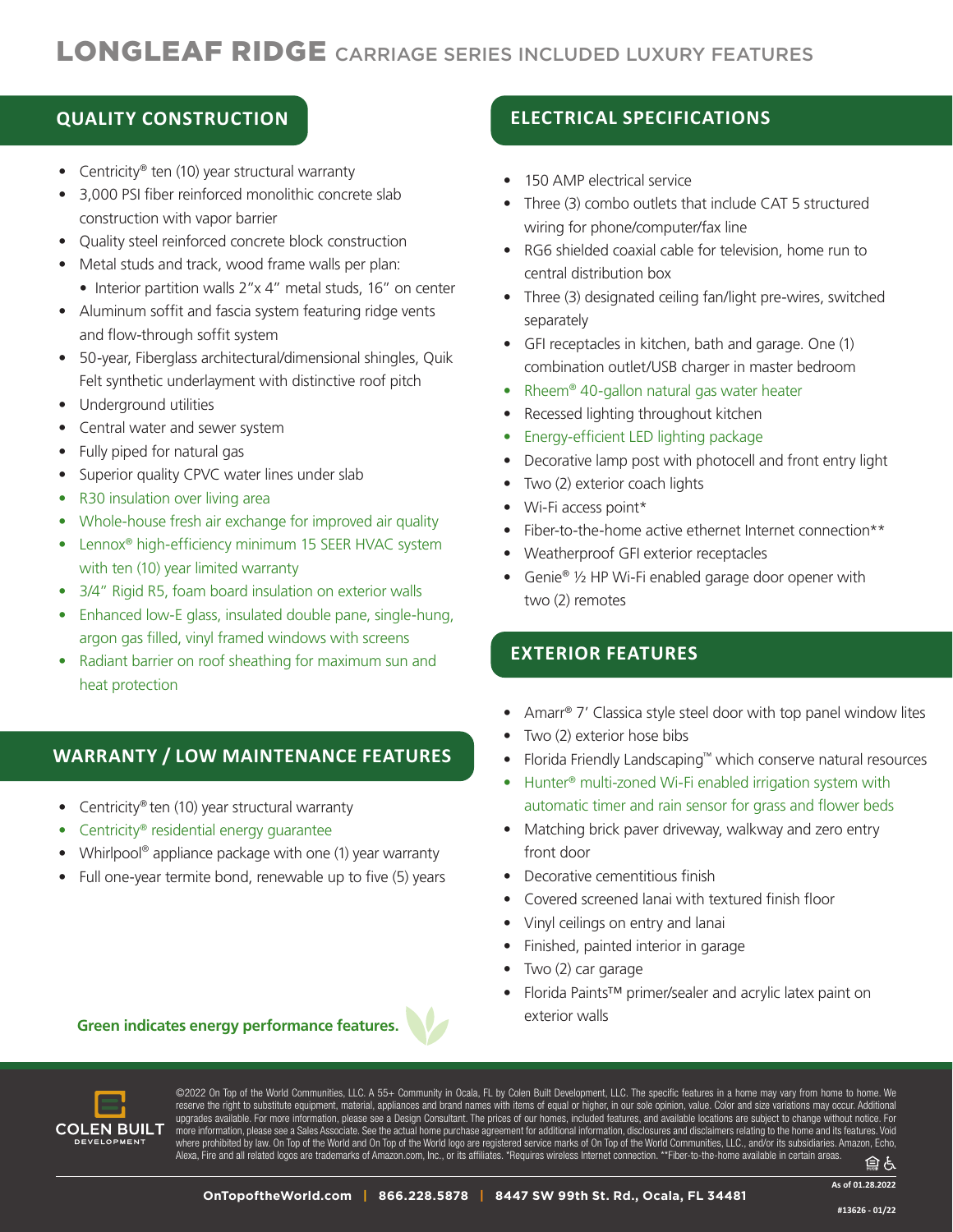# LONGLEAF RIDGE CARRIAGE SERIES INCLUDED LUXURY FEATURES

## QUALITY CONSTRUCTION

- Centricity® ten (10) year structural warranty
- 3,000 PSI fiber reinforced monolithic concrete slab construction with vapor barrier
- Quality steel reinforced concrete block construction
- Metal studs and track, wood frame walls per plan:
  - Interior partition walls 2″x 4″ metal studs, 16″ on center
- Aluminum soffit and fascia system featuring ridge vents and flow-through soffit system
- 50-year, Fiberglass architectural/dimensional shingles, Quik Felt synthetic underlayment with distinctive roof pitch
- Underground utilities
- Central water and sewer system
- Fully piped for natural gas
- Superior quality CPVC water lines under slab
- R30 insulation over living area
- Whole-house fresh air exchange for improved air quality
- Lennox® high-efficiency minimum 15 SEER HVAC system with ten (10) year limited warranty
- 3/4″ Rigid R5, foam board insulation on exterior walls
- Enhanced low-E glass, insulated double pane, single-hung, argon gas filled, vinyl framed windows with screens
- Radiant barrier on roof sheathing for maximum sun and heat protection

## WARRANTY / LOW MAINTENANCE FEATURES

- Centricity® ten (10) year structural warranty
- Centricity® residential energy guarantee
- Whirlpool® appliance package with one (1) year warranty
- Full one-year termite bond, renewable up to five (5) years

**Green indicates energy performance features.**

## ELECTRICAL SPECIFICATIONS

- 150 AMP electrical service
- Three (3) combo outlets that include CAT 5 structured wiring for phone/computer/fax line
- RG6 shielded coaxial cable for television, home run to central distribution box
- Three (3) designated ceiling fan/light pre-wires, switched separately
- GFI receptacles in kitchen, bath and garage. One (1) combination outlet/USB charger in master bedroom
- Rheem® 40-gallon natural gas water heater
- Recessed lighting throughout kitchen
- Energy-efficient LED lighting package
- Decorative lamp post with photocell and front entry light
- Two (2) exterior coach lights
- Wi-Fi access point*
- Fiber-to-the-home active ethernet Internet connection**
- Weatherproof GFI exterior receptacles
- Genie® ½ HP Wi-Fi enabled garage door opener with two (2) remotes

## EXTERIOR FEATURES

- Amarr® 7′ Classica style steel door with top panel window lites
- Two (2) exterior hose bibs
- Florida Friendly Landscaping™ which conserve natural resources
- Hunter® multi-zoned Wi-Fi enabled irrigation system with automatic timer and rain sensor for grass and flower beds
- Matching brick paver driveway, walkway and zero entry front door
- Decorative cementitious finish
- Covered screened lanai with textured finish floor
- Vinyl ceilings on entry and lanai
- Finished, painted interior in garage
- Two (2) car garage
- Florida Paints™ primer/sealer and acrylic latex paint on exterior walls

COLEN BUILT DEVELOPMENT

©2022 On Top of the World Communities, LLC. A 55+ Community in Ocala, FL by Colen Built Development, LLC. The specific features in a home may vary from home to home. We reserve the right to substitute equipment, material, appliances and brand names with items of equal or higher, in our sole opinion, value. Color and size variations may occur. Additional upgrades available. For more information, please see a Design Consultant. The prices of our homes, included features, and available locations are subject to change without notice. For more information, please see a Sales Associate. See the actual home purchase agreement for additional information, disclosures and disclaimers relating to the home and its features. Void where prohibited by law. On Top of the World and On Top of the World logo are registered service marks of On Top of the World Communities, LLC., and/or its subsidiaries. Amazon, Echo, Alexa, Fire and all related logos are trademarks of Amazon.com, Inc., or its affiliates. *Requires wireless Internet connection. **Fiber-to-the-home available in certain areas.

As of 01.28.2022

OnTopoftheWorld.com | 866.228.5878 | 8447 SW 99th St. Rd., Ocala, FL 34481

#13626 - 01/22